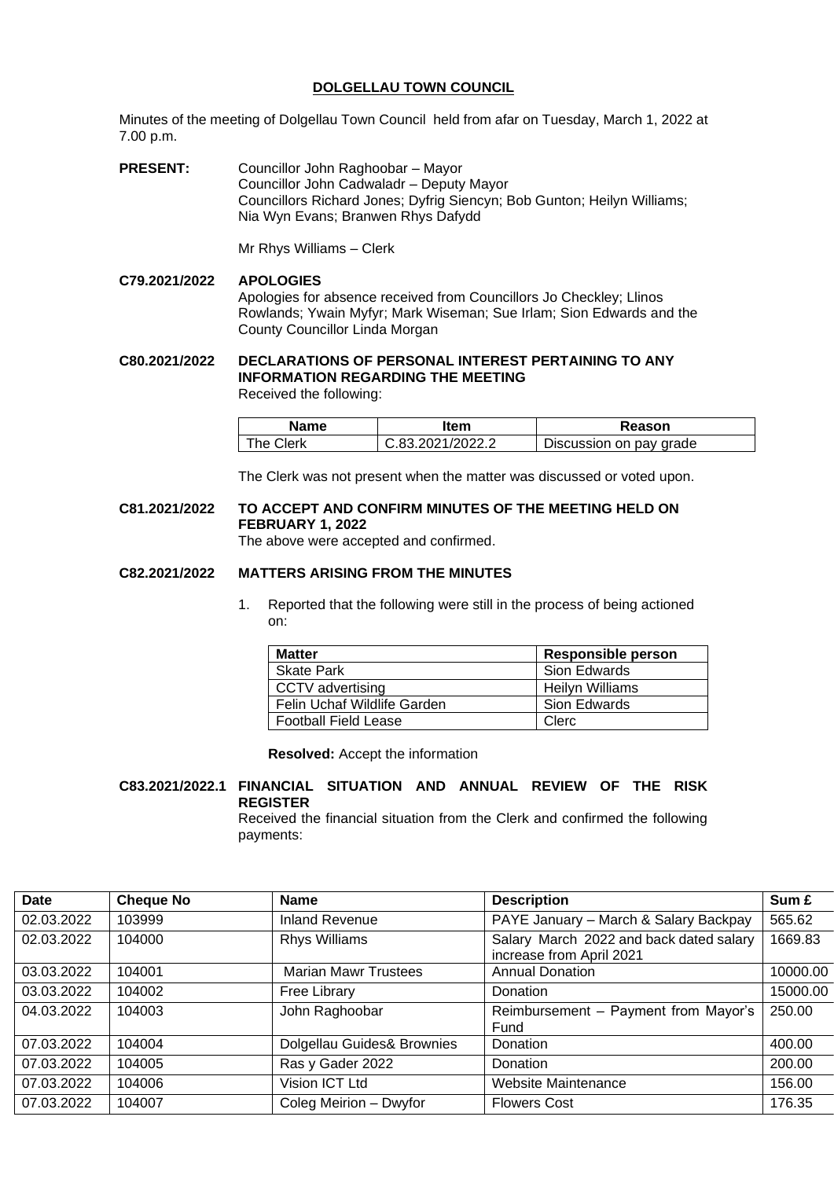# DOLGELLAU TOWN COUNCIL

Minutes of the meeting of Dolgellau Town Council held from afar on Tuesday, March 1, 2022 at 7.00 p.m.

**PRESENT:** Councillor John Raghoobar – Mayor
Councillor John Cadwaladr – Deputy Mayor
Councillors Richard Jones; Dyfrig Siencyn; Bob Gunton; Heilyn Williams; Nia Wyn Evans; Branwen Rhys Dafydd

Mr Rhys Williams – Clerk

**C79.2021/2022 APOLOGIES**

Apologies for absence received from Councillors Jo Checkley; Llinos Rowlands; Ywain Myfyr; Mark Wiseman; Sue Irlam; Sion Edwards and the County Councillor Linda Morgan

**C80.2021/2022 DECLARATIONS OF PERSONAL INTEREST PERTAINING TO ANY INFORMATION REGARDING THE MEETING**

Received the following:

| Name | Item | Reason |
|---|---|---|
| The Clerk | C.83.2021/2022.2 | Discussion on pay grade |

The Clerk was not present when the matter was discussed or voted upon.

**C81.2021/2022 TO ACCEPT AND CONFIRM MINUTES OF THE MEETING HELD ON FEBRUARY 1, 2022**

The above were accepted and confirmed.

**C82.2021/2022 MATTERS ARISING FROM THE MINUTES**

1. Reported that the following were still in the process of being actioned on:

| Matter | Responsible person |
|---|---|
| Skate Park | Sion Edwards |
| CCTV advertising | Heilyn Williams |
| Felin Uchaf Wildlife Garden | Sion Edwards |
| Football Field Lease | Clerc |

**Resolved:** Accept the information

**C83.2021/2022.1 FINANCIAL SITUATION AND ANNUAL REVIEW OF THE RISK REGISTER**

Received the financial situation from the Clerk and confirmed the following payments:

| Date | Cheque No | Name | Description | Sum £ |
|---|---|---|---|---|
| 02.03.2022 | 103999 | Inland Revenue | PAYE January – March & Salary Backpay | 565.62 |
| 02.03.2022 | 104000 | Rhys Williams | Salary March 2022 and back dated salary increase from April 2021 | 1669.83 |
| 03.03.2022 | 104001 | Marian Mawr Trustees | Annual Donation | 10000.00 |
| 03.03.2022 | 104002 | Free Library | Donation | 15000.00 |
| 04.03.2022 | 104003 | John Raghoobar | Reimbursement – Payment from Mayor's Fund | 250.00 |
| 07.03.2022 | 104004 | Dolgellau Guides& Brownies | Donation | 400.00 |
| 07.03.2022 | 104005 | Ras y Gader 2022 | Donation | 200.00 |
| 07.03.2022 | 104006 | Vision ICT Ltd | Website Maintenance | 156.00 |
| 07.03.2022 | 104007 | Coleg Meirion – Dwyfor | Flowers Cost | 176.35 |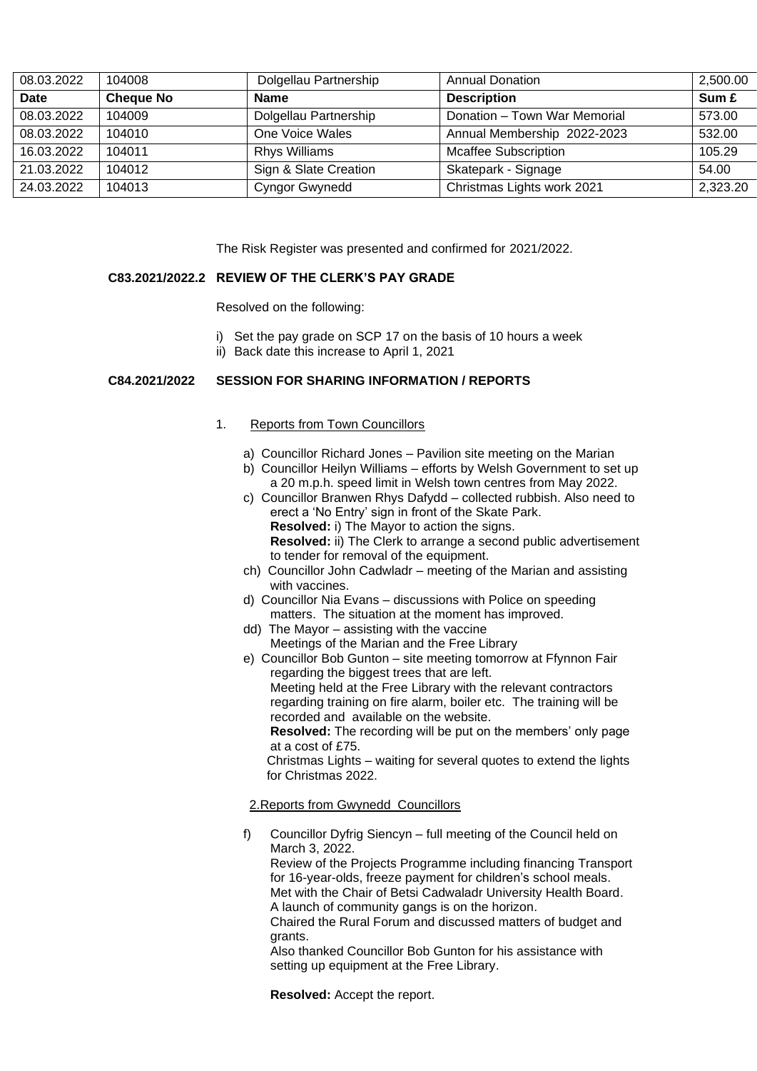| Date | Cheque No | Name | Description | Sum £ |
| --- | --- | --- | --- | --- |
| 08.03.2022 | 104008 | Dolgellau Partnership | Annual Donation | 2,500.00 |
| 08.03.2022 | 104009 | Dolgellau Partnership | Donation – Town War Memorial | 573.00 |
| 08.03.2022 | 104010 | One Voice Wales | Annual Membership 2022-2023 | 532.00 |
| 16.03.2022 | 104011 | Rhys Williams | Mcaffee Subscription | 105.29 |
| 21.03.2022 | 104012 | Sign & Slate Creation | Skatepark - Signage | 54.00 |
| 24.03.2022 | 104013 | Cyngor Gwynedd | Christmas Lights work 2021 | 2,323.20 |

The Risk Register was presented and confirmed for 2021/2022.

**C83.2021/2022.2 REVIEW OF THE CLERK'S PAY GRADE**

Resolved on the following:

i) Set the pay grade on SCP 17 on the basis of 10 hours a week
ii) Back date this increase to April 1, 2021

**C84.2021/2022 SESSION FOR SHARING INFORMATION / REPORTS**

1. Reports from Town Councillors

a) Councillor Richard Jones – Pavilion site meeting on the Marian
b) Councillor Heilyn Williams – efforts by Welsh Government to set up a 20 m.p.h. speed limit in Welsh town centres from May 2022.
c) Councillor Branwen Rhys Dafydd – collected rubbish. Also need to erect a 'No Entry' sign in front of the Skate Park.
**Resolved:** i) The Mayor to action the signs.
**Resolved:** ii) The Clerk to arrange a second public advertisement to tender for removal of the equipment.
ch) Councillor John Cadwladr – meeting of the Marian and assisting with vaccines.
d) Councillor Nia Evans – discussions with Police on speeding matters. The situation at the moment has improved.
dd) The Mayor – assisting with the vaccine
Meetings of the Marian and the Free Library
e) Councillor Bob Gunton – site meeting tomorrow at Ffynnon Fair regarding the biggest trees that are left.
Meeting held at the Free Library with the relevant contractors regarding training on fire alarm, boiler etc. The training will be recorded and available on the website.
**Resolved:** The recording will be put on the members' only page at a cost of £75.
Christmas Lights – waiting for several quotes to extend the lights for Christmas 2022.

2. Reports from Gwynedd Councillors

f) Councillor Dyfrig Siencyn – full meeting of the Council held on March 3, 2022.
Review of the Projects Programme including financing Transport for 16-year-olds, freeze payment for children's school meals.
Met with the Chair of Betsi Cadwaladr University Health Board.
A launch of community gangs is on the horizon.
Chaired the Rural Forum and discussed matters of budget and grants.
Also thanked Councillor Bob Gunton for his assistance with setting up equipment at the Free Library.

**Resolved:** Accept the report.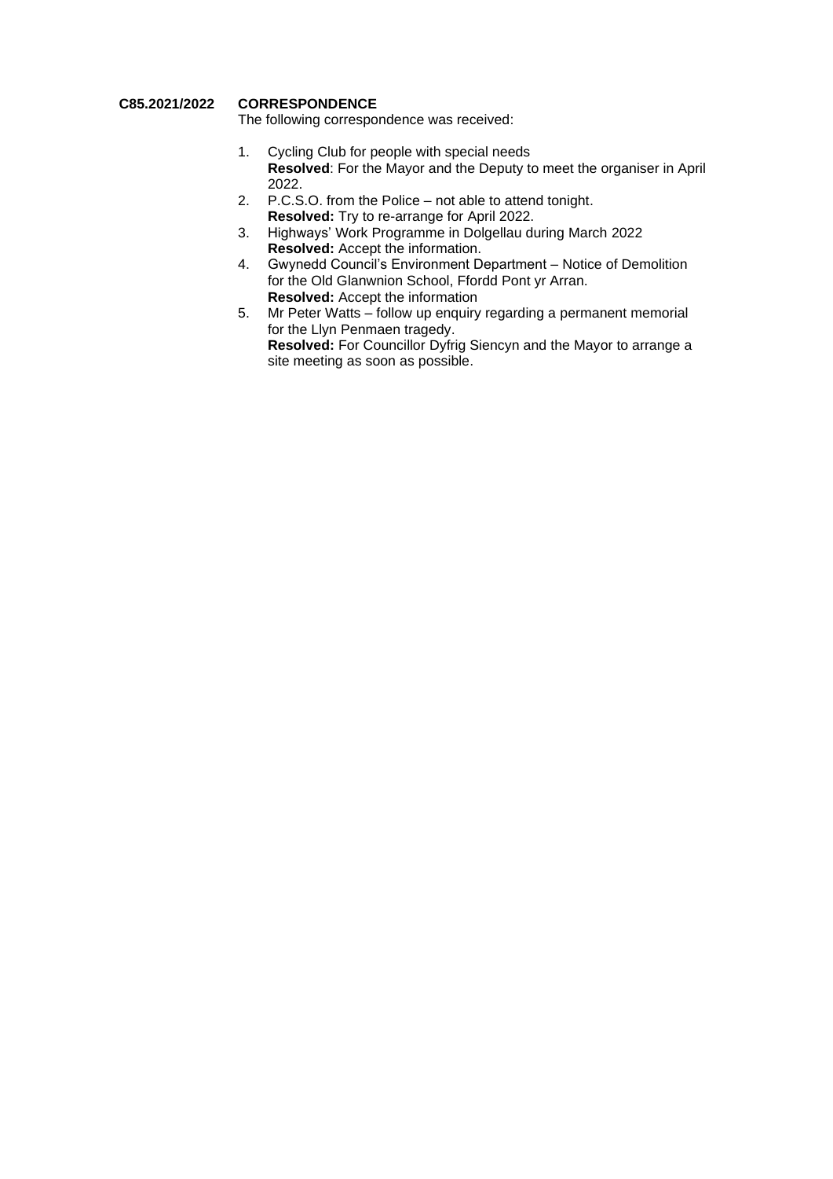**C85.2021/2022 CORRESPONDENCE**

The following correspondence was received:

1. Cycling Club for people with special needs
   **Resolved**: For the Mayor and the Deputy to meet the organiser in April 2022.
2. P.C.S.O. from the Police – not able to attend tonight.
   **Resolved:** Try to re-arrange for April 2022.
3. Highways' Work Programme in Dolgellau during March 2022
   **Resolved:** Accept the information.
4. Gwynedd Council's Environment Department – Notice of Demolition for the Old Glanwnion School, Ffordd Pont yr Arran.
   **Resolved:** Accept the information
5. Mr Peter Watts – follow up enquiry regarding a permanent memorial for the Llyn Penmaen tragedy.
   **Resolved:** For Councillor Dyfrig Siencyn and the Mayor to arrange a site meeting as soon as possible.